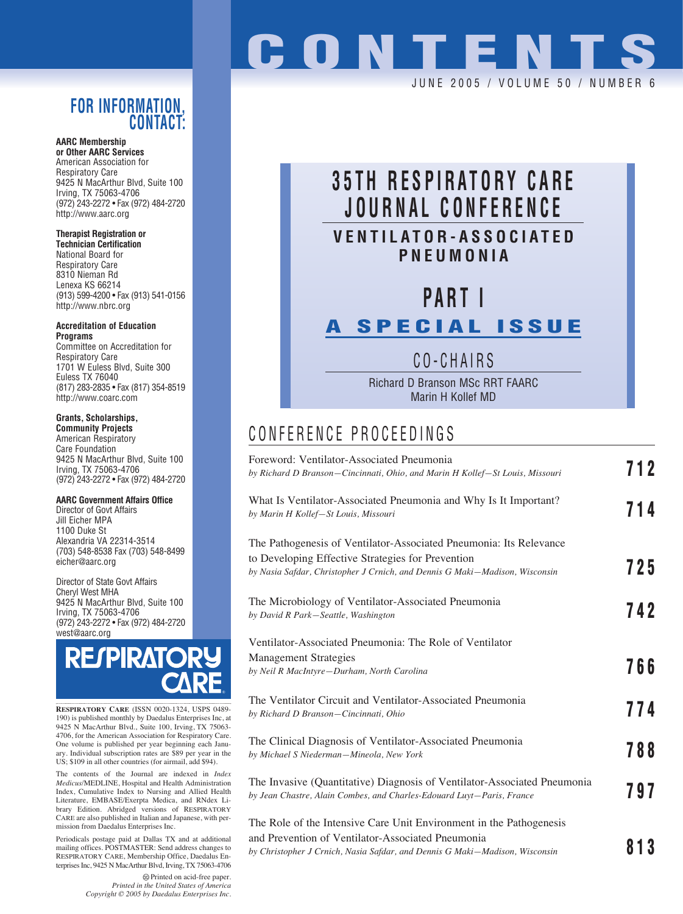# CONTENTS

JUNE 2005 / VOLUME 50 / NUMBER 6

## FOR INFORMATION, CONTACT:

**AARC Membership or Other AARC Services**
American Association for Respiratory Care
9425 N MacArthur Blvd, Suite 100
Irving, TX 75063-4706
(972) 243-2272 • Fax (972) 484-2720
http://www.aarc.org

**Therapist Registration or Technician Certification**
National Board for Respiratory Care
8310 Nieman Rd
Lenexa KS 66214
(913) 599-4200 • Fax (913) 541-0156
http://www.nbrc.org

**Accreditation of Education Programs**
Committee on Accreditation for Respiratory Care
1701 W Euless Blvd, Suite 300
Euless TX 76040
(817) 283-2835 • Fax (817) 354-8519
http://www.coarc.com

**Grants, Scholarships, Community Projects**
American Respiratory Care Foundation
9425 N MacArthur Blvd, Suite 100
Irving, TX 75063-4706
(972) 243-2272 • Fax (972) 484-2720

**AARC Government Affairs Office**
Director of Govt Affairs
Jill Eicher MPA
1100 Duke St
Alexandria VA 22314-3514
(703) 548-8538 Fax (703) 548-8499
eicher@aarc.org

Director of State Govt Affairs
Cheryl West MHA
9425 N MacArthur Blvd, Suite 100
Irving, TX 75063-4706
(972) 243-2272 • Fax (972) 484-2720
west@aarc.org

RESPIRATORY CARE

RESPIRATORY CARE (ISSN 0020-1324, USPS 0489-190) is published monthly by Daedalus Enterprises Inc, at 9425 N MacArthur Blvd., Suite 100, Irving, TX 75063-4706, for the American Association for Respiratory Care. One volume is published per year beginning each January. Individual subscription rates are $89 per year in the US; $109 in all other countries (for airmail, add $94).

The contents of the Journal are indexed in *Index Medicus*/MEDLINE, Hospital and Health Administration Index, Cumulative Index to Nursing and Allied Health Literature, EMBASE/Exerpta Medica, and RNdex Library Edition. Abridged versions of RESPIRATORY CARE are also published in Italian and Japanese, with permission from Daedalus Enterprises Inc.

Periodicals postage paid at Dallas TX and at additional mailing offices. POSTMASTER: Send address changes to RESPIRATORY CARE, Membership Office, Daedalus Enterprises Inc, 9425 N MacArthur Blvd, Irving, TX 75063-4706

Printed on acid-free paper.
*Printed in the United States of America*
*Copyright © 2005 by Daedalus Enterprises Inc.*

## 35TH RESPIRATORY CARE JOURNAL CONFERENCE

### VENTILATOR-ASSOCIATED PNEUMONIA

### PART I

### A SPECIAL ISSUE

CO-CHAIRS

Richard D Branson MSc RRT FAARC
Marin H Kollef MD

## CONFERENCE PROCEEDINGS

Foreword: Ventilator-Associated Pneumonia
*by Richard D Branson—Cincinnati, Ohio, and Marin H Kollef—St Louis, Missouri* — **712**

What Is Ventilator-Associated Pneumonia and Why Is It Important?
*by Marin H Kollef—St Louis, Missouri* — **714**

The Pathogenesis of Ventilator-Associated Pneumonia: Its Relevance to Developing Effective Strategies for Prevention
*by Nasia Safdar, Christopher J Crnich, and Dennis G Maki—Madison, Wisconsin* — **725**

The Microbiology of Ventilator-Associated Pneumonia
*by David R Park—Seattle, Washington* — **742**

Ventilator-Associated Pneumonia: The Role of Ventilator Management Strategies
*by Neil R MacIntyre—Durham, North Carolina* — **766**

The Ventilator Circuit and Ventilator-Associated Pneumonia
*by Richard D Branson—Cincinnati, Ohio* — **774**

The Clinical Diagnosis of Ventilator-Associated Pneumonia
*by Michael S Niederman—Mineola, New York* — **788**

The Invasive (Quantitative) Diagnosis of Ventilator-Associated Pneumonia
*by Jean Chastre, Alain Combes, and Charles-Edouard Luyt—Paris, France* — **797**

The Role of the Intensive Care Unit Environment in the Pathogenesis and Prevention of Ventilator-Associated Pneumonia
*by Christopher J Crnich, Nasia Safdar, and Dennis G Maki—Madison, Wisconsin* — **813**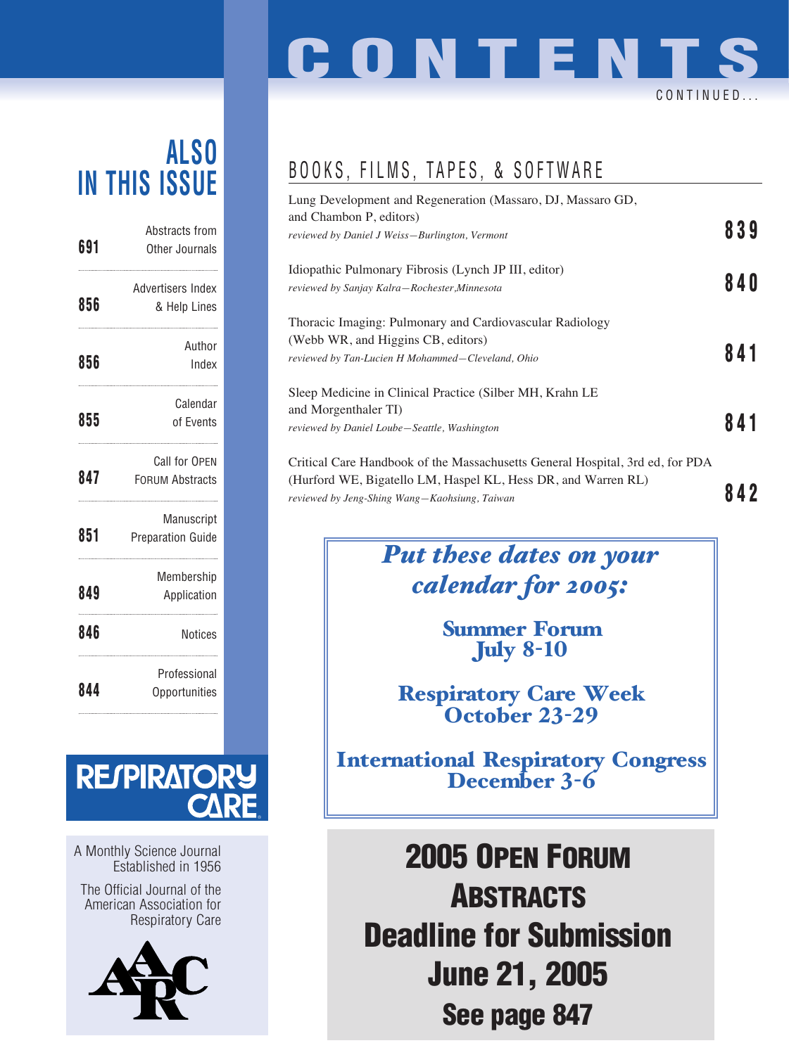# CONTENTS

CONTINUED...

## ALSO IN THIS ISSUE

| | |
|---|---|
| 691 | Abstracts from Other Journals |
| 856 | Advertisers Index & Help Lines |
| 856 | Author Index |
| 855 | Calendar of Events |
| 847 | Call for OPEN FORUM Abstracts |
| 851 | Manuscript Preparation Guide |
| 849 | Membership Application |
| 846 | Notices |
| 844 | Professional Opportunities |

RESPIRATORY CARE

A Monthly Science Journal Established in 1956

The Official Journal of the American Association for Respiratory Care

## BOOKS, FILMS, TAPES, & SOFTWARE

Lung Development and Regeneration (Massaro, DJ, Massaro GD, and Chambon P, editors)
*reviewed by Daniel J Weiss—Burlington, Vermont* **839**

Idiopathic Pulmonary Fibrosis (Lynch JP III, editor)
*reviewed by Sanjay Kalra—Rochester,Minnesota* **840**

Thoracic Imaging: Pulmonary and Cardiovascular Radiology (Webb WR, and Higgins CB, editors)
*reviewed by Tan-Lucien H Mohammed—Cleveland, Ohio* **841**

Sleep Medicine in Clinical Practice (Silber MH, Krahn LE and Morgenthaler TI)
*reviewed by Daniel Loube—Seattle, Washington* **841**

Critical Care Handbook of the Massachusetts General Hospital, 3rd ed, for PDA (Hurford WE, Bigatello LM, Haspel KL, Hess DR, and Warren RL)
*reviewed by Jeng-Shing Wang—Kaohsiung, Taiwan* **842**

***Put these dates on your calendar for 2005:***

**Summer Forum**
**July 8-10**

**Respiratory Care Week**
**October 23-29**

**International Respiratory Congress**
**December 3-6**

**2005 OPEN FORUM ABSTRACTS**
**Deadline for Submission**
**June 21, 2005**
**See page 847**